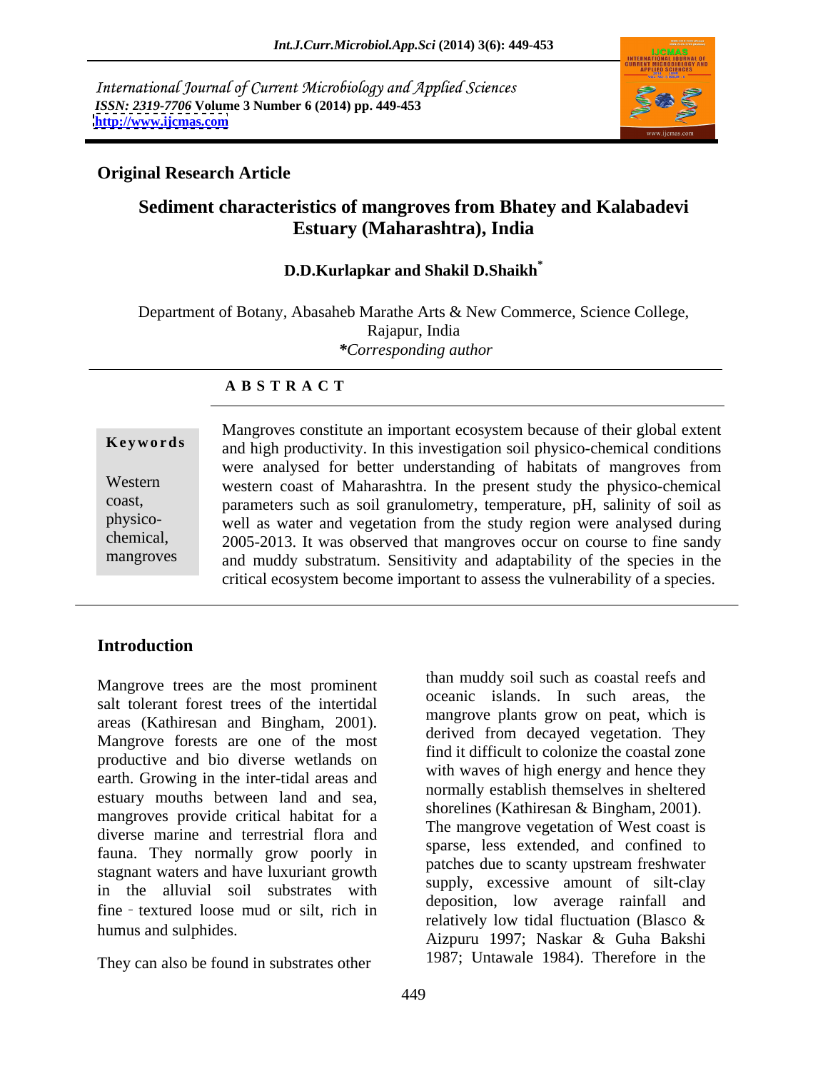International Journal of Current Microbiology and Applied Sciences
*ISSN: 2319-7706* **Volume 3 Number 6 (2014) pp. 449-453**
**http://www.ijcmas.com**

**Original Research Article**

# Sediment characteristics of mangroves from Bhatey and Kalabadevi Estuary (Maharashtra), India

**D.D.Kurlapkar and Shakil D.Shaikh***

Department of Botany, Abasaheb Marathe Arts & New Commerce, Science College, Rajapur, India
***Corresponding author**

## ABSTRACT

**Keywords**

Western coast, physico-chemical, mangroves

Mangroves constitute an important ecosystem because of their global extent and high productivity. In this investigation soil physico-chemical conditions were analysed for better understanding of habitats of mangroves from western coast of Maharashtra. In the present study the physico-chemical parameters such as soil granulometry, temperature, pH, salinity of soil as well as water and vegetation from the study region were analysed during 2005-2013. It was observed that mangroves occur on course to fine sandy and muddy substratum. Sensitivity and adaptability of the species in the critical ecosystem become important to assess the vulnerability of a species.

## Introduction

Mangrove trees are the most prominent salt tolerant forest trees of the intertidal areas (Kathiresan and Bingham, 2001). Mangrove forests are one of the most productive and bio diverse wetlands on earth. Growing in the inter-tidal areas and estuary mouths between land and sea, mangroves provide critical habitat for a diverse marine and terrestrial flora and fauna. They normally grow poorly in stagnant waters and have luxuriant growth in the alluvial soil substrates with fine‑textured loose mud or silt, rich in humus and sulphides.

They can also be found in substrates other than muddy soil such as coastal reefs and oceanic islands. In such areas, the mangrove plants grow on peat, which is derived from decayed vegetation. They find it difficult to colonize the coastal zone with waves of high energy and hence they normally establish themselves in sheltered shorelines (Kathiresan & Bingham, 2001). The mangrove vegetation of West coast is sparse, less extended, and confined to patches due to scanty upstream freshwater supply, excessive amount of silt-clay deposition, low average rainfall and relatively low tidal fluctuation (Blasco & Aizpuru 1997; Naskar & Guha Bakshi 1987; Untawale 1984). Therefore in the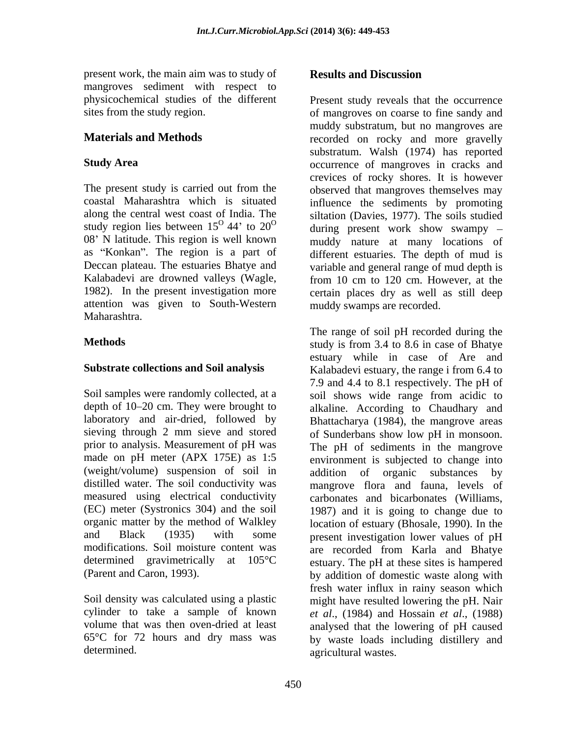present work, the main aim was to study of mangroves sediment with respect to physicochemical studies of the different sites from the study region.

## Materials and Methods

### Study Area

The present study is carried out from the coastal Maharashtra which is situated along the central west coast of India. The study region lies between $15^{O}$ 44' to $20^{O}$ 08' N latitude. This region is well known as "Konkan". The region is a part of Deccan plateau. The estuaries Bhatye and Kalabadevi are drowned valleys (Wagle, 1982). In the present investigation more attention was given to South-Western Maharashtra.

### Methods

### Substrate collections and Soil analysis

Soil samples were randomly collected, at a depth of 10–20 cm. They were brought to laboratory and air-dried, followed by sieving through 2 mm sieve and stored prior to analysis. Measurement of pH was made on pH meter (APX 175E) as 1:5 (weight/volume) suspension of soil in distilled water. The soil conductivity was measured using electrical conductivity (EC) meter (Systronics 304) and the soil organic matter by the method of Walkley and Black (1935) with some modifications. Soil moisture content was determined gravimetrically at 105°C (Parent and Caron, 1993).

Soil density was calculated using a plastic cylinder to take a sample of known volume that was then oven-dried at least 65°C for 72 hours and dry mass was determined.

## Results and Discussion

Present study reveals that the occurrence of mangroves on coarse to fine sandy and muddy substratum, but no mangroves are recorded on rocky and more gravelly substratum. Walsh (1974) has reported occurrence of mangroves in cracks and crevices of rocky shores. It is however observed that mangroves themselves may influence the sediments by promoting siltation (Davies, 1977). The soils studied during present work show swampy – muddy nature at many locations of different estuaries. The depth of mud is variable and general range of mud depth is from 10 cm to 120 cm. However, at the certain places dry as well as still deep muddy swamps are recorded.

The range of soil pH recorded during the study is from 3.4 to 8.6 in case of Bhatye estuary while in case of Are and Kalabadevi estuary, the range i from 6.4 to 7.9 and 4.4 to 8.1 respectively. The pH of soil shows wide range from acidic to alkaline. According to Chaudhary and Bhattacharya (1984), the mangrove areas of Sunderbans show low pH in monsoon. The pH of sediments in the mangrove environment is subjected to change into addition of organic substances by mangrove flora and fauna, levels of carbonates and bicarbonates (Williams, 1987) and it is going to change due to location of estuary (Bhosale, 1990). In the present investigation lower values of pH are recorded from Karla and Bhatye estuary. The pH at these sites is hampered by addition of domestic waste along with fresh water influx in rainy season which might have resulted lowering the pH. Nair *et al*., (1984) and Hossain *et al*., (1988) analysed that the lowering of pH caused by waste loads including distillery and agricultural wastes.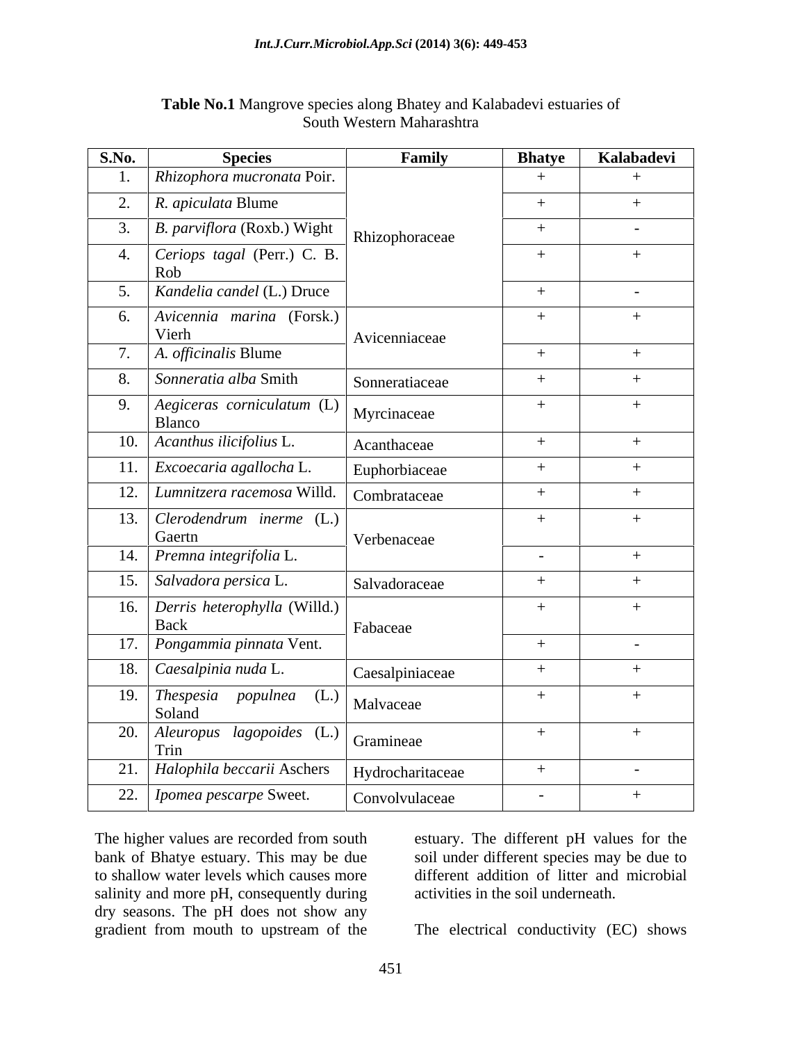**Table No.1** Mangrove species along Bhatey and Kalabadevi estuaries of South Western Maharashtra

| S.No. | Species | Family | Bhatye | Kalabadevi |
|---|---|---|---|---|
| 1. | *Rhizophora mucronata* Poir. | Rhizophoraceae | + | + |
| 2. | *R. apiculata* Blume | | + | + |
| 3. | *B. parviflora* (Roxb.) Wight | | + | - |
| 4. | *Ceriops tagal* (Perr.) C. B. Rob | | + | + |
| 5. | *Kandelia candel* (L.) Druce | | + | - |
| 6. | *Avicennia marina* (Forsk.) Vierh | Avicenniaceae | + | + |
| 7. | *A. officinalis* Blume | | + | + |
| 8. | *Sonneratia alba* Smith | Sonneratiaceae | + | + |
| 9. | *Aegiceras corniculatum* (L) Blanco | Myrcinaceae | + | + |
| 10. | *Acanthus ilicifolius* L. | Acanthaceae | + | + |
| 11. | *Excoecaria agallocha* L. | Euphorbiaceae | + | + |
| 12. | *Lumnitzera racemosa* Willd. | Combrataceae | + | + |
| 13. | *Clerodendrum inerme* (L.) Gaertn | Verbenaceae | + | + |
| 14. | *Premna integrifolia* L. | | - | + |
| 15. | *Salvadora persica* L. | Salvadoraceae | + | + |
| 16. | *Derris heterophylla* (Willd.) Back | Fabaceae | + | + |
| 17. | *Pongammia pinnata* Vent. | | + | - |
| 18. | *Caesalpinia nuda* L. | Caesalpiniaceae | + | + |
| 19. | *Thespesia populnea* (L.) Soland | Malvaceae | + | + |
| 20. | *Aleuropus lagopoides* (L.) Trin | Gramineae | + | + |
| 21. | *Halophila beccarii* Aschers | Hydrocharitaceae | + | - |
| 22. | *Ipomea pescarpe* Sweet. | Convolvulaceae | - | + |

The higher values are recorded from south bank of Bhatye estuary. This may be due to shallow water levels which causes more salinity and more pH, consequently during dry seasons. The pH does not show any gradient from mouth to upstream of the estuary. The different pH values for the soil under different species may be due to different addition of litter and microbial activities in the soil underneath.

The electrical conductivity (EC) shows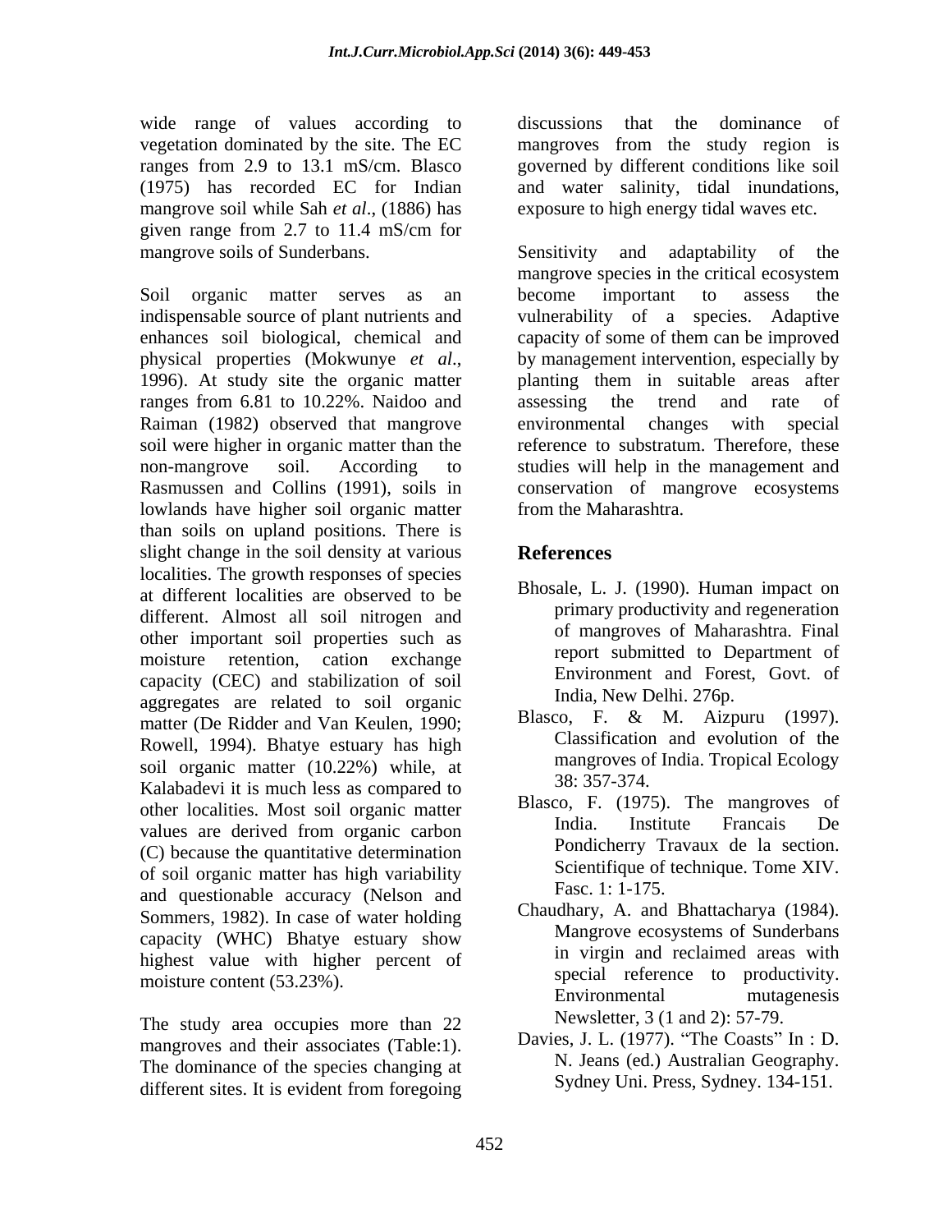wide range of values according to vegetation dominated by the site. The EC ranges from 2.9 to 13.1 mS/cm. Blasco (1975) has recorded EC for Indian mangrove soil while Sah *et al*., (1886) has given range from 2.7 to 11.4 mS/cm for mangrove soils of Sunderbans.

Soil organic matter serves as an indispensable source of plant nutrients and enhances soil biological, chemical and physical properties (Mokwunye *et al*., 1996). At study site the organic matter ranges from 6.81 to 10.22%. Naidoo and Raiman (1982) observed that mangrove soil were higher in organic matter than the non-mangrove soil. According to Rasmussen and Collins (1991), soils in lowlands have higher soil organic matter than soils on upland positions. There is slight change in the soil density at various localities. The growth responses of species at different localities are observed to be different. Almost all soil nitrogen and other important soil properties such as moisture retention, cation exchange capacity (CEC) and stabilization of soil aggregates are related to soil organic matter (De Ridder and Van Keulen, 1990; Rowell, 1994). Bhatye estuary has high soil organic matter (10.22%) while, at Kalabadevi it is much less as compared to other localities. Most soil organic matter values are derived from organic carbon (C) because the quantitative determination of soil organic matter has high variability and questionable accuracy (Nelson and Sommers, 1982). In case of water holding capacity (WHC) Bhatye estuary show highest value with higher percent of moisture content (53.23%).

The study area occupies more than 22 mangroves and their associates (Table:1). The dominance of the species changing at different sites. It is evident from foregoing discussions that the dominance of mangroves from the study region is governed by different conditions like soil and water salinity, tidal inundations, exposure to high energy tidal waves etc.

Sensitivity and adaptability of the mangrove species in the critical ecosystem become important to assess the vulnerability of a species. Adaptive capacity of some of them can be improved by management intervention, especially by planting them in suitable areas after assessing the trend and rate of environmental changes with special reference to substratum. Therefore, these studies will help in the management and conservation of mangrove ecosystems from the Maharashtra.

## References

Bhosale, L. J. (1990). Human impact on primary productivity and regeneration of mangroves of Maharashtra. Final report submitted to Department of Environment and Forest, Govt. of India, New Delhi. 276p.

Blasco, F. & M. Aizpuru (1997). Classification and evolution of the mangroves of India. Tropical Ecology 38: 357-374.

Blasco, F. (1975). The mangroves of India. Institute Francais De Pondicherry Travaux de la section. Scientifique of technique. Tome XIV. Fasc. 1: 1-175.

Chaudhary, A. and Bhattacharya (1984). Mangrove ecosystems of Sunderbans in virgin and reclaimed areas with special reference to productivity. Environmental mutagenesis Newsletter, 3 (1 and 2): 57-79.

Davies, J. L. (1977). "The Coasts" In : D. N. Jeans (ed.) Australian Geography. Sydney Uni. Press, Sydney. 134-151.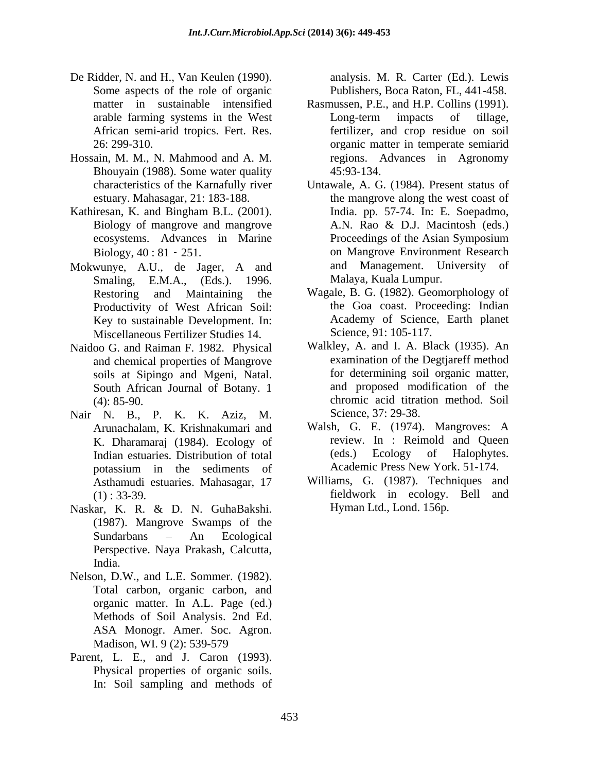De Ridder, N. and H., Van Keulen (1990). Some aspects of the role of organic matter in sustainable intensified arable farming systems in the West African semi-arid tropics. Fert. Res. 26: 299-310.

Hossain, M. M., N. Mahmood and A. M. Bhouyain (1988). Some water quality characteristics of the Karnafully river estuary. Mahasagar, 21: 183-188.

Kathiresan, K. and Bingham B.L. (2001). Biology of mangrove and mangrove ecosystems. Advances in Marine Biology, 40 : 81 - 251.

Mokwunye, A.U., de Jager, A and Smaling, E.M.A., (Eds.). 1996. Restoring and Maintaining the Productivity of West African Soil: Key to sustainable Development. In: Miscellaneous Fertilizer Studies 14.

Naidoo G. and Raiman F. 1982. Physical and chemical properties of Mangrove soils at Sipingo and Mgeni, Natal. South African Journal of Botany. 1 (4): 85-90.

Nair N. B., P. K. K. Aziz, M. Arunachalam, K. Krishnakumari and K. Dharamaraj (1984). Ecology of Indian estuaries. Distribution of total potassium in the sediments of Asthamudi estuaries. Mahasagar, 17 (1) : 33-39.

Naskar, K. R. & D. N. GuhaBakshi. (1987). Mangrove Swamps of the Sundarbans – An Ecological Perspective. Naya Prakash, Calcutta, India.

Nelson, D.W., and L.E. Sommer. (1982). Total carbon, organic carbon, and organic matter. In A.L. Page (ed.) Methods of Soil Analysis. 2nd Ed. ASA Monogr. Amer. Soc. Agron. Madison, WI. 9 (2): 539-579

Parent, L. E., and J. Caron (1993). Physical properties of organic soils. In: Soil sampling and methods of analysis. M. R. Carter (Ed.). Lewis Publishers, Boca Raton, FL, 441-458.

Rasmussen, P.E., and H.P. Collins (1991). Long-term impacts of tillage, fertilizer, and crop residue on soil organic matter in temperate semiarid regions. Advances in Agronomy 45:93-134.

Untawale, A. G. (1984). Present status of the mangrove along the west coast of India. pp. 57-74. In: E. Soepadmo, A.N. Rao & D.J. Macintosh (eds.) Proceedings of the Asian Symposium on Mangrove Environment Research and Management. University of Malaya, Kuala Lumpur.

Wagale, B. G. (1982). Geomorphology of the Goa coast. Proceeding: Indian Academy of Science, Earth planet Science, 91: 105-117.

Walkley, A. and I. A. Black (1935). An examination of the Degtjareff method for determining soil organic matter, and proposed modification of the chromic acid titration method. Soil Science, 37: 29-38.

Walsh, G. E. (1974). Mangroves: A review. In : Reimold and Queen (eds.) Ecology of Halophytes. Academic Press New York. 51-174.

Williams, G. (1987). Techniques and fieldwork in ecology. Bell and Hyman Ltd., Lond. 156p.